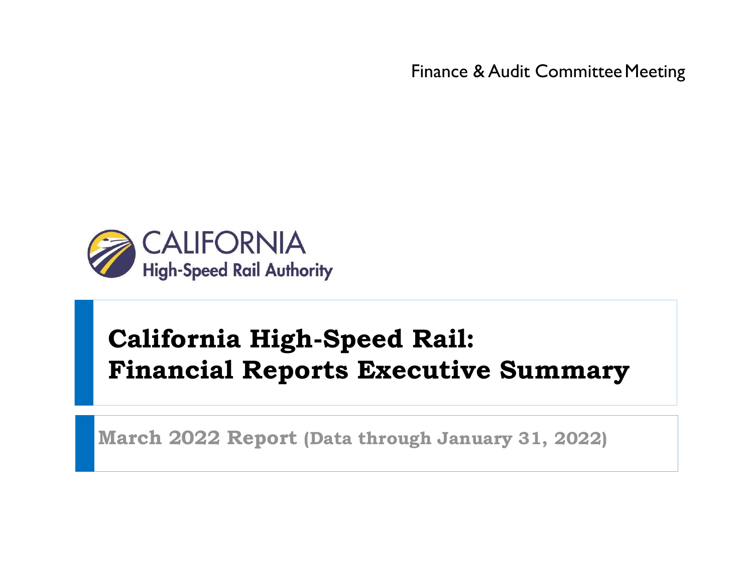Finance & Audit Committee Meeting

CALIFORNIA
High-Speed Rail Authority

# California High-Speed Rail: Financial Reports Executive Summary

**March 2022 Report (Data through January 31, 2022)**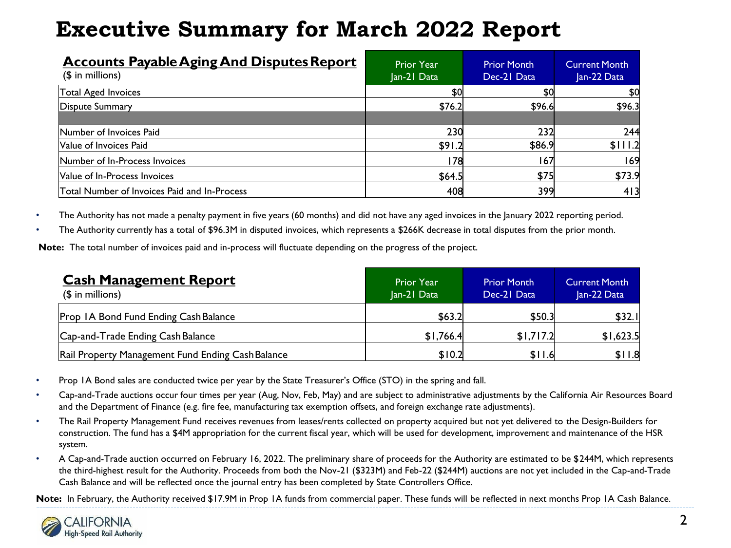# Executive Summary for March 2022 Report

| **Accounts Payable Aging And Disputes Report** ($ in millions) | Prior Year Jan-21 Data | Prior Month Dec-21 Data | Current Month Jan-22 Data |
|---|---|---|---|
| Total Aged Invoices | $0 | $0 | $0 |
| Dispute Summary | $76.2 | $96.6 | $96.3 |
| | | | |
| Number of Invoices Paid | 230 | 232 | 244 |
| Value of Invoices Paid | $91.2 | $86.9 | $111.2 |
| Number of In-Process Invoices | 178 | 167 | 169 |
| Value of In-Process Invoices | $64.5 | $75 | $73.9 |
| Total Number of Invoices Paid and In-Process | 408 | 399 | 413 |

- The Authority has not made a penalty payment in five years (60 months) and did not have any aged invoices in the January 2022 reporting period.
- The Authority currently has a total of $96.3M in disputed invoices, which represents a $266K decrease in total disputes from the prior month.

**Note:** The total number of invoices paid and in-process will fluctuate depending on the progress of the project.

| **Cash Management Report** ($ in millions) | Prior Year Jan-21 Data | Prior Month Dec-21 Data | Current Month Jan-22 Data |
|---|---|---|---|
| Prop 1A Bond Fund Ending Cash Balance | $63.2 | $50.3 | $32.1 |
| Cap-and-Trade Ending Cash Balance | $1,766.4 | $1,717.2 | $1,623.5 |
| Rail Property Management Fund Ending Cash Balance | $10.2 | $11.6 | $11.8 |

- Prop 1A Bond sales are conducted twice per year by the State Treasurer's Office (STO) in the spring and fall.
- Cap-and-Trade auctions occur four times per year (Aug, Nov, Feb, May) and are subject to administrative adjustments by the California Air Resources Board and the Department of Finance (e.g. fire fee, manufacturing tax exemption offsets, and foreign exchange rate adjustments).
- The Rail Property Management Fund receives revenues from leases/rents collected on property acquired but not yet delivered to the Design-Builders for construction. The fund has a $4M appropriation for the current fiscal year, which will be used for development, improvement and maintenance of the HSR system.
- A Cap-and-Trade auction occurred on February 16, 2022. The preliminary share of proceeds for the Authority are estimated to be $244M, which represents the third-highest result for the Authority. Proceeds from both the Nov-21 ($323M) and Feb-22 ($244M) auctions are not yet included in the Cap-and-Trade Cash Balance and will be reflected once the journal entry has been completed by State Controllers Office.

**Note:** In February, the Authority received $17.9M in Prop 1A funds from commercial paper. These funds will be reflected in next months Prop 1A Cash Balance.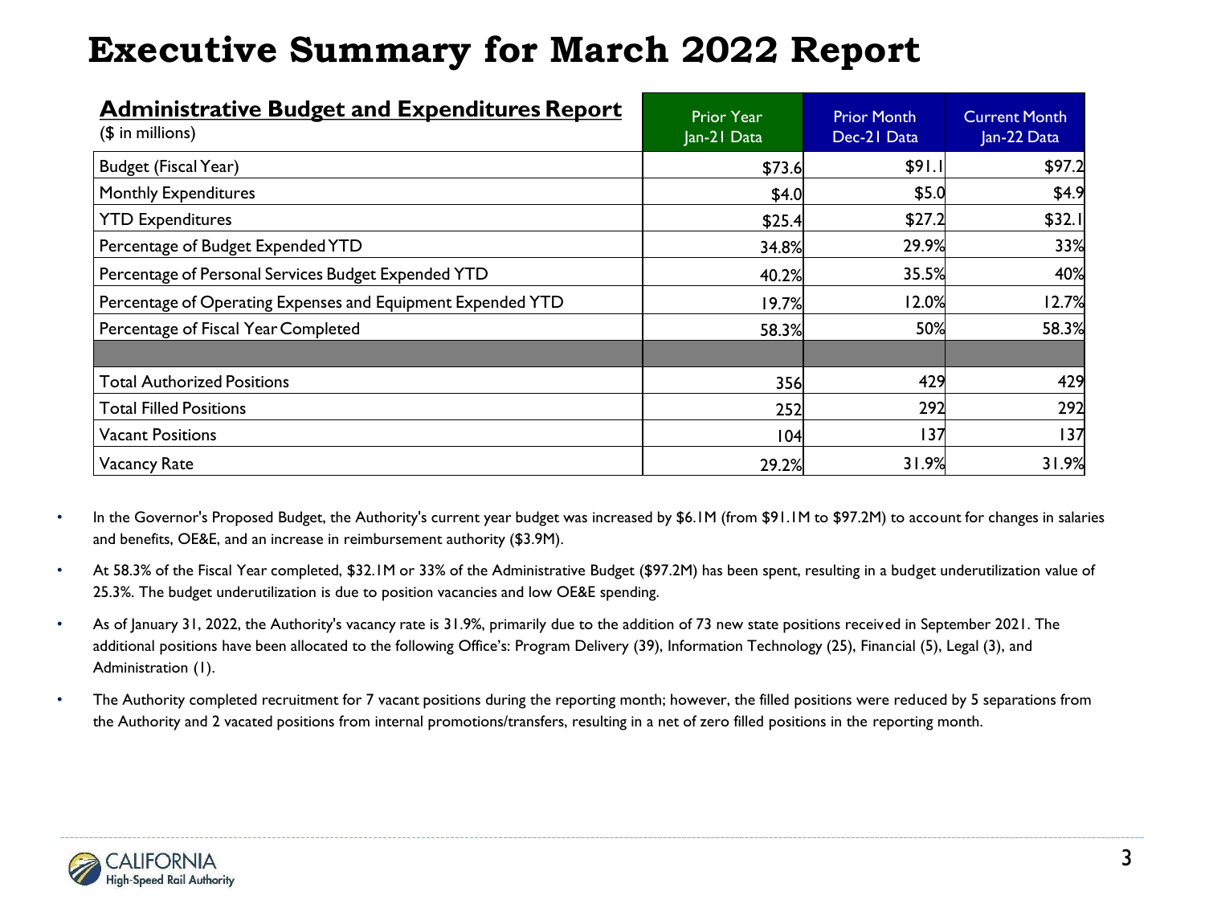# Executive Summary for March 2022 Report

| **Administrative Budget and Expenditures Report** ($ in millions) | Prior Year Jan-21 Data | Prior Month Dec-21 Data | Current Month Jan-22 Data |
|---|---|---|---|
| Budget (Fiscal Year) | $73.6 | $91.1 | $97.2 |
| Monthly Expenditures | $4.0 | $5.0 | $4.9 |
| YTD Expenditures | $25.4 | $27.2 | $32.1 |
| Percentage of Budget Expended YTD | 34.8% | 29.9% | 33% |
| Percentage of Personal Services Budget Expended YTD | 40.2% | 35.5% | 40% |
| Percentage of Operating Expenses and Equipment Expended YTD | 19.7% | 12.0% | 12.7% |
| Percentage of Fiscal Year Completed | 58.3% | 50% | 58.3% |
| | | | |
| Total Authorized Positions | 356 | 429 | 429 |
| Total Filled Positions | 252 | 292 | 292 |
| Vacant Positions | 104 | 137 | 137 |
| Vacancy Rate | 29.2% | 31.9% | 31.9% |

- In the Governor's Proposed Budget, the Authority's current year budget was increased by $6.1M (from $91.1M to $97.2M) to account for changes in salaries and benefits, OE&E, and an increase in reimbursement authority ($3.9M).
- At 58.3% of the Fiscal Year completed, $32.1M or 33% of the Administrative Budget ($97.2M) has been spent, resulting in a budget underutilization value of 25.3%. The budget underutilization is due to position vacancies and low OE&E spending.
- As of January 31, 2022, the Authority's vacancy rate is 31.9%, primarily due to the addition of 73 new state positions received in September 2021. The additional positions have been allocated to the following Office's: Program Delivery (39), Information Technology (25), Financial (5), Legal (3), and Administration (1).
- The Authority completed recruitment for 7 vacant positions during the reporting month; however, the filled positions were reduced by 5 separations from the Authority and 2 vacated positions from internal promotions/transfers, resulting in a net of zero filled positions in the reporting month.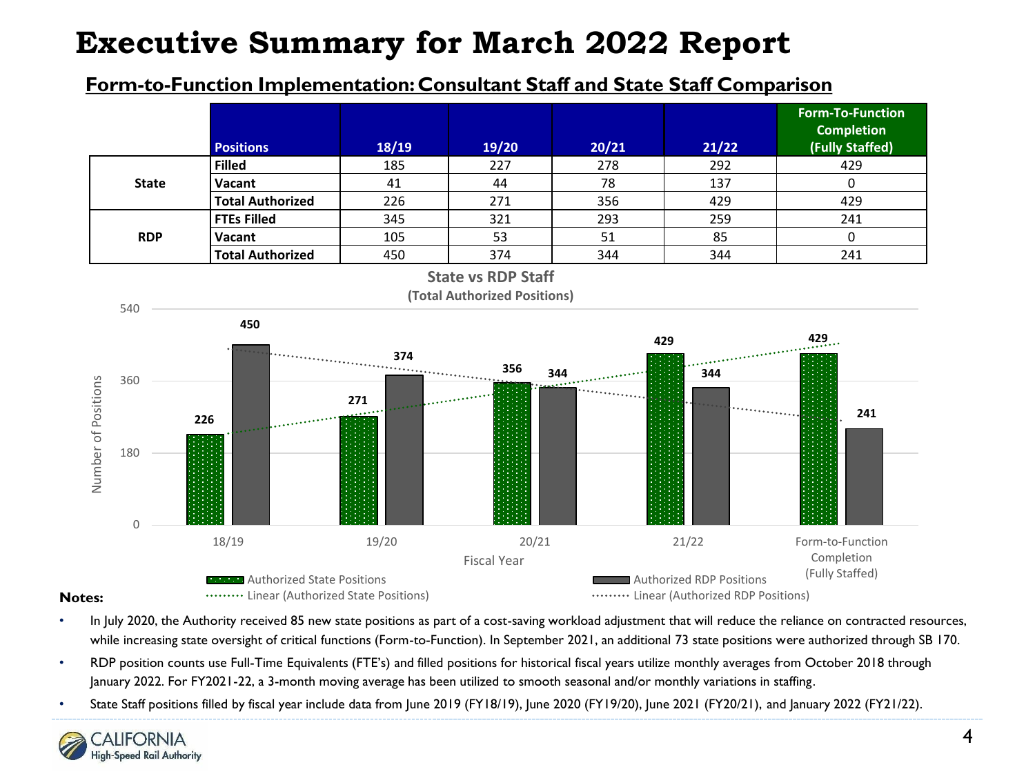# Executive Summary for March 2022 Report

## Form-to-Function Implementation: Consultant Staff and State Staff Comparison

| | Positions | 18/19 | 19/20 | 20/21 | 21/22 | Form-To-Function Completion (Fully Staffed) |
|---|---|---|---|---|---|---|
| State | Filled | 185 | 227 | 278 | 292 | 429 |
| | Vacant | 41 | 44 | 78 | 137 | 0 |
| | Total Authorized | 226 | 271 | 356 | 429 | 429 |
| RDP | FTEs Filled | 345 | 321 | 293 | 259 | 241 |
| | Vacant | 105 | 53 | 51 | 85 | 0 |
| | Total Authorized | 450 | 374 | 344 | 344 | 241 |

**State vs RDP Staff**
**(Total Authorized Positions)**

| Fiscal Year | Authorized State Positions | Authorized RDP Positions |
|---|---|---|
| 18/19 | 226 | 450 |
| 19/20 | 271 | 374 |
| 20/21 | 356 | 344 |
| 21/22 | 429 | 344 |
| Form-to-Function Completion (Fully Staffed) | 429 | 241 |

Legend: Authorized State Positions; Authorized RDP Positions; Linear (Authorized State Positions); Linear (Authorized RDP Positions)

**Notes:**

- In July 2020, the Authority received 85 new state positions as part of a cost-saving workload adjustment that will reduce the reliance on contracted resources, while increasing state oversight of critical functions (Form-to-Function). In September 2021, an additional 73 state positions were authorized through SB 170.
- RDP position counts use Full-Time Equivalents (FTE's) and filled positions for historical fiscal years utilize monthly averages from October 2018 through January 2022. For FY2021-22, a 3-month moving average has been utilized to smooth seasonal and/or monthly variations in staffing.
- State Staff positions filled by fiscal year include data from June 2019 (FY18/19), June 2020 (FY19/20), June 2021 (FY20/21), and January 2022 (FY21/22).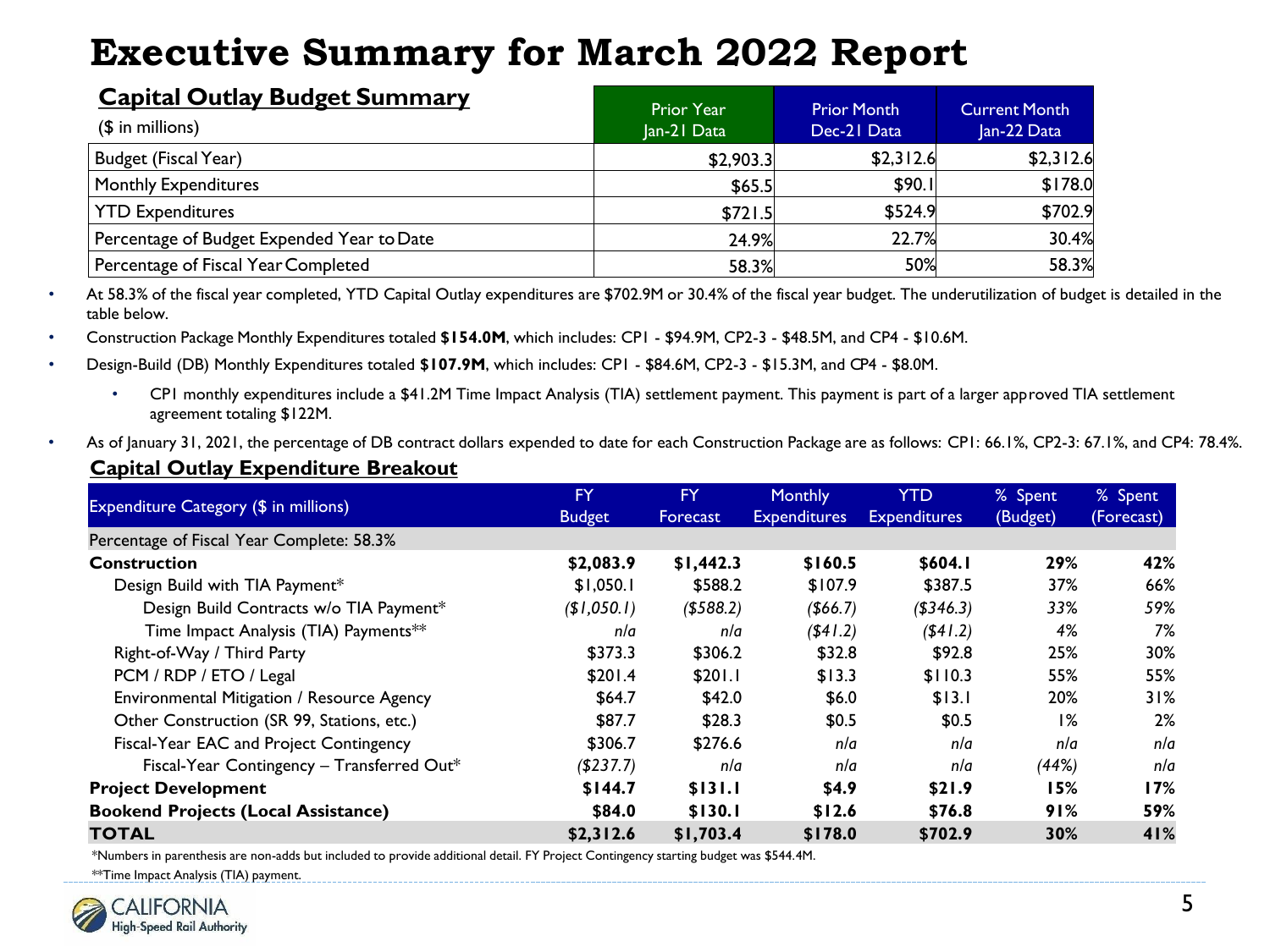# Executive Summary for March 2022 Report

## Capital Outlay Budget Summary

| ($ in millions) | Prior Year Jan-21 Data | Prior Month Dec-21 Data | Current Month Jan-22 Data |
|---|---|---|---|
| Budget (Fiscal Year) | $2,903.3 | $2,312.6 | $2,312.6 |
| Monthly Expenditures | $65.5 | $90.1 | $178.0 |
| YTD Expenditures | $721.5 | $524.9 | $702.9 |
| Percentage of Budget Expended Year to Date | 24.9% | 22.7% | 30.4% |
| Percentage of Fiscal Year Completed | 58.3% | 50% | 58.3% |

- At 58.3% of the fiscal year completed, YTD Capital Outlay expenditures are $702.9M or 30.4% of the fiscal year budget. The underutilization of budget is detailed in the table below.
- Construction Package Monthly Expenditures totaled **$154.0M**, which includes: CP1 - $94.9M, CP2-3 - $48.5M, and CP4 - $10.6M.
- Design-Build (DB) Monthly Expenditures totaled **$107.9M**, which includes: CP1 - $84.6M, CP2-3 - $15.3M, and CP4 - $8.0M.
  - CP1 monthly expenditures include a $41.2M Time Impact Analysis (TIA) settlement payment. This payment is part of a larger approved TIA settlement agreement totaling $122M.
- As of January 31, 2021, the percentage of DB contract dollars expended to date for each Construction Package are as follows: CP1: 66.1%, CP2-3: 67.1%, and CP4: 78.4%.

## Capital Outlay Expenditure Breakout

| Expenditure Category ($ in millions) | FY Budget | FY Forecast | Monthly Expenditures | YTD Expenditures | % Spent (Budget) | % Spent (Forecast) |
|---|---|---|---|---|---|---|
| Percentage of Fiscal Year Complete: 58.3% | | | | | | |
| **Construction** | **$2,083.9** | **$1,442.3** | **$160.5** | **$604.1** | **29%** | **42%** |
| Design Build with TIA Payment* | $1,050.1 | $588.2 | $107.9 | $387.5 | 37% | 66% |
| *Design Build Contracts w/o TIA Payment** | *($1,050.1)* | *($588.2)* | *($66.7)* | *($346.3)* | *33%* | *59%* |
| *Time Impact Analysis (TIA) Payments*** | *n/a* | *n/a* | *($41.2)* | *($41.2)* | *4%* | *7%* |
| Right-of-Way / Third Party | $373.3 | $306.2 | $32.8 | $92.8 | 25% | 30% |
| PCM / RDP / ETO / Legal | $201.4 | $201.1 | $13.3 | $110.3 | 55% | 55% |
| Environmental Mitigation / Resource Agency | $64.7 | $42.0 | $6.0 | $13.1 | 20% | 31% |
| Other Construction (SR 99, Stations, etc.) | $87.7 | $28.3 | $0.5 | $0.5 | 1% | 2% |
| Fiscal-Year EAC and Project Contingency | $306.7 | $276.6 | *n/a* | *n/a* | *n/a* | *n/a* |
| *Fiscal-Year Contingency – Transferred Out** | *($237.7)* | *n/a* | *n/a* | *n/a* | *(44%)* | *n/a* |
| **Project Development** | **$144.7** | **$131.1** | **$4.9** | **$21.9** | **15%** | **17%** |
| **Bookend Projects (Local Assistance)** | **$84.0** | **$130.1** | **$12.6** | **$76.8** | **91%** | **59%** |
| **TOTAL** | **$2,312.6** | **$1,703.4** | **$178.0** | **$702.9** | **30%** | **41%** |

*Numbers in parenthesis are non-adds but included to provide additional detail. FY Project Contingency starting budget was $544.4M.

**Time Impact Analysis (TIA) payment.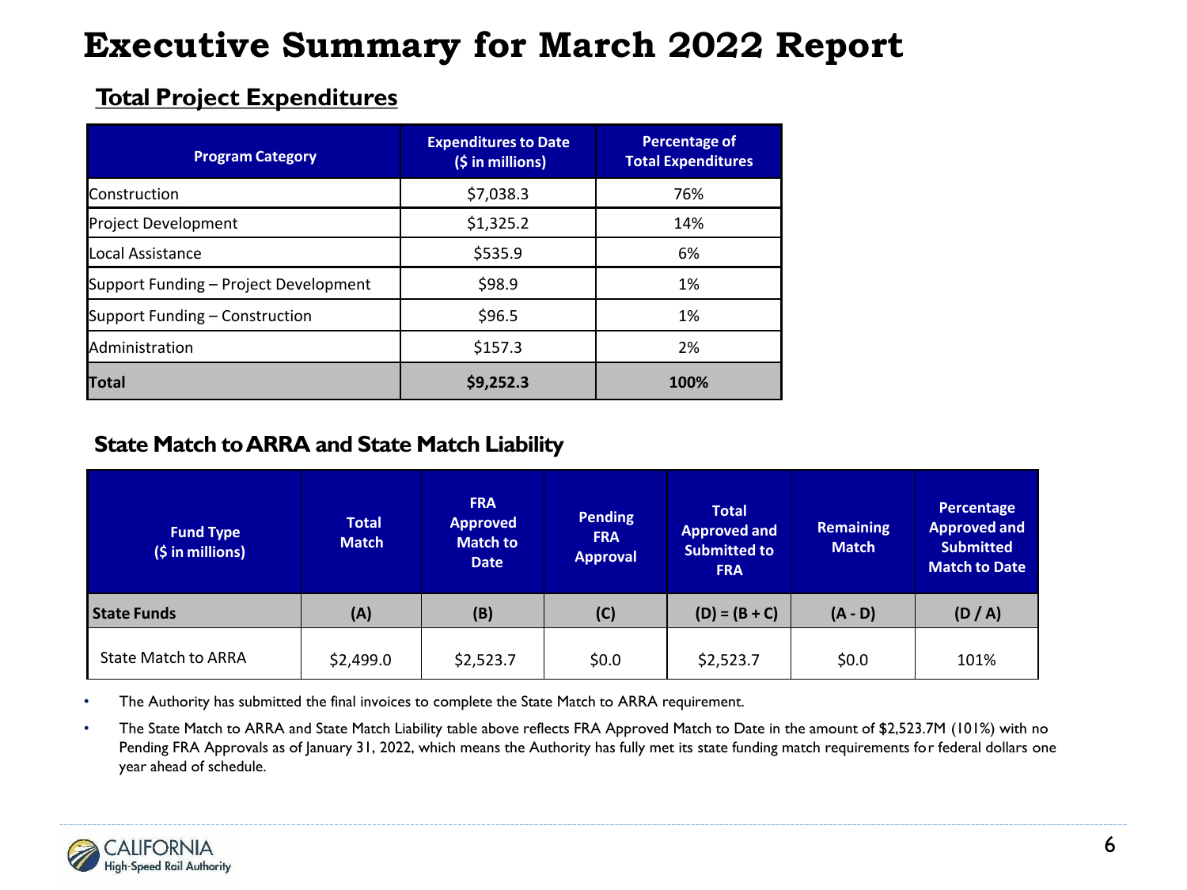# Executive Summary for March 2022 Report

## Total Project Expenditures

| Program Category | Expenditures to Date ($ in millions) | Percentage of Total Expenditures |
|---|---|---|
| Construction | $7,038.3 | 76% |
| Project Development | $1,325.2 | 14% |
| Local Assistance | $535.9 | 6% |
| Support Funding – Project Development | $98.9 | 1% |
| Support Funding – Construction | $96.5 | 1% |
| Administration | $157.3 | 2% |
| **Total** | **$9,252.3** | **100%** |

## State Match to ARRA and State Match Liability

| Fund Type ($ in millions) | Total Match | FRA Approved Match to Date | Pending FRA Approval | Total Approved and Submitted to FRA | Remaining Match | Percentage Approved and Submitted Match to Date |
|---|---|---|---|---|---|---|
| **State Funds** | **(A)** | **(B)** | **(C)** | **(D) = (B + C)** | **(A - D)** | **(D / A)** |
| State Match to ARRA | $2,499.0 | $2,523.7 | $0.0 | $2,523.7 | $0.0 | 101% |

- The Authority has submitted the final invoices to complete the State Match to ARRA requirement.
- The State Match to ARRA and State Match Liability table above reflects FRA Approved Match to Date in the amount of $2,523.7M (101%) with no Pending FRA Approvals as of January 31, 2022, which means the Authority has fully met its state funding match requirements for federal dollars one year ahead of schedule.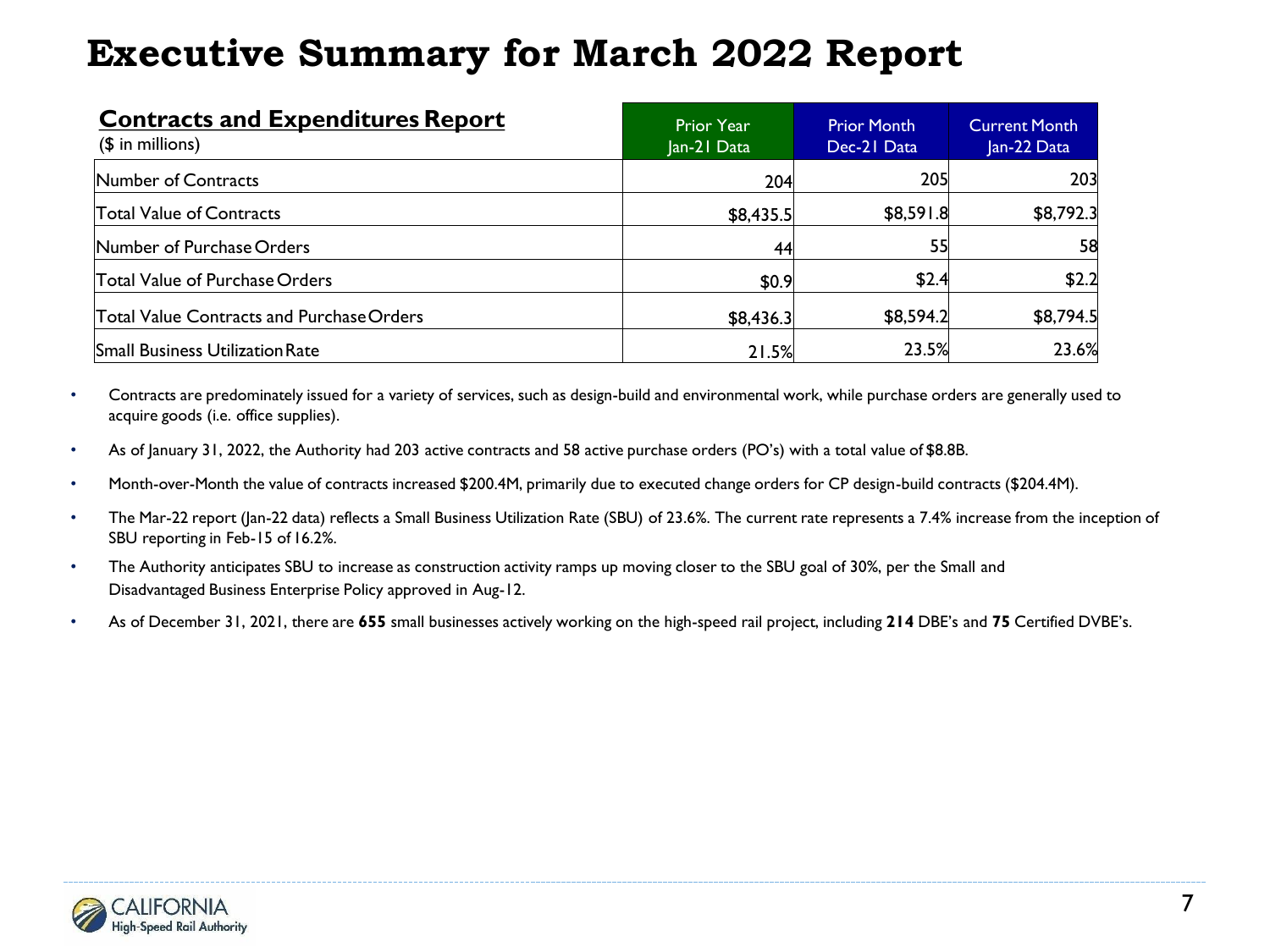# Executive Summary for March 2022 Report

| **Contracts and Expenditures Report** ($ in millions) | Prior Year Jan-21 Data | Prior Month Dec-21 Data | Current Month Jan-22 Data |
|---|---|---|---|
| Number of Contracts | 204 | 205 | 203 |
| Total Value of Contracts | $8,435.5 | $8,591.8 | $8,792.3 |
| Number of Purchase Orders | 44 | 55 | 58 |
| Total Value of Purchase Orders | $0.9 | $2.4 | $2.2 |
| Total Value Contracts and Purchase Orders | $8,436.3 | $8,594.2 | $8,794.5 |
| Small Business Utilization Rate | 21.5% | 23.5% | 23.6% |

- Contracts are predominately issued for a variety of services, such as design-build and environmental work, while purchase orders are generally used to acquire goods (i.e. office supplies).
- As of January 31, 2022, the Authority had 203 active contracts and 58 active purchase orders (PO's) with a total value of $8.8B.
- Month-over-Month the value of contracts increased $200.4M, primarily due to executed change orders for CP design-build contracts ($204.4M).
- The Mar-22 report (Jan-22 data) reflects a Small Business Utilization Rate (SBU) of 23.6%. The current rate represents a 7.4% increase from the inception of SBU reporting in Feb-15 of 16.2%.
- The Authority anticipates SBU to increase as construction activity ramps up moving closer to the SBU goal of 30%, per the Small and Disadvantaged Business Enterprise Policy approved in Aug-12.
- As of December 31, 2021, there are **655** small businesses actively working on the high-speed rail project, including **214** DBE's and **75** Certified DVBE's.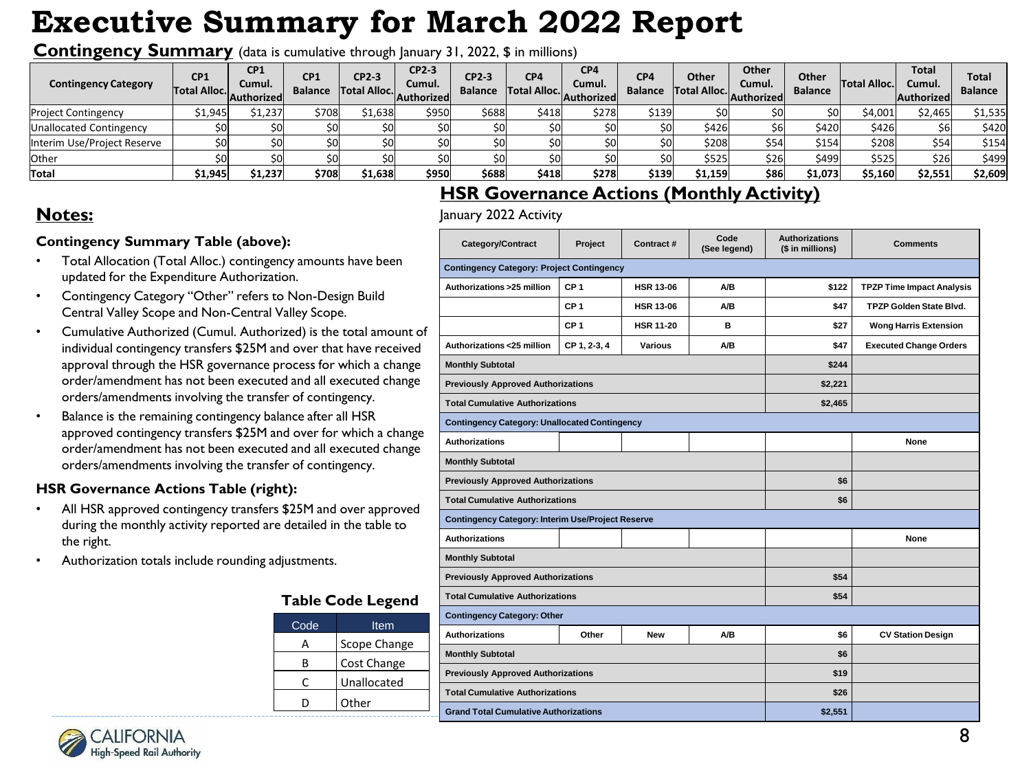# Executive Summary for March 2022 Report

## Contingency Summary (data is cumulative through January 31, 2022, $ in millions)

| Contingency Category | CP1 Total Alloc. | CP1 Cumul. Authorized | CP1 Balance | CP2-3 Total Alloc. | CP2-3 Cumul. Authorized | CP2-3 Balance | CP4 Total Alloc. | CP4 Cumul. Authorized | CP4 Balance | Other Total Alloc. | Other Cumul. Authorized | Other Balance | Total Alloc. | Total Cumul. Authorized | Total Balance |
|---|---|---|---|---|---|---|---|---|---|---|---|---|---|---|---|
| Project Contingency | $1,945 | $1,237 | $708 | $1,638 | $950 | $688 | $418 | $278 | $139 | $0 | $0 | $0 | $4,001 | $2,465 | $1,535 |
| Unallocated Contingency | $0 | $0 | $0 | $0 | $0 | $0 | $0 | $0 | $0 | $426 | $6 | $420 | $426 | $6 | $420 |
| Interim Use/Project Reserve | $0 | $0 | $0 | $0 | $0 | $0 | $0 | $0 | $0 | $208 | $54 | $154 | $208 | $54 | $154 |
| Other | $0 | $0 | $0 | $0 | $0 | $0 | $0 | $0 | $0 | $525 | $26 | $499 | $525 | $26 | $499 |
| **Total** | **$1,945** | **$1,237** | **$708** | **$1,638** | **$950** | **$688** | **$418** | **$278** | **$139** | **$1,159** | **$86** | **$1,073** | **$5,160** | **$2,551** | **$2,609** |

## Notes:

### Contingency Summary Table (above):

- Total Allocation (Total Alloc.) contingency amounts have been updated for the Expenditure Authorization.
- Contingency Category "Other" refers to Non-Design Build Central Valley Scope and Non-Central Valley Scope.
- Cumulative Authorized (Cumul. Authorized) is the total amount of individual contingency transfers $25M and over that have received approval through the HSR governance process for which a change order/amendment has not been executed and all executed change orders/amendments involving the transfer of contingency.
- Balance is the remaining contingency balance after all HSR approved contingency transfers $25M and over for which a change order/amendment has not been executed and all executed change orders/amendments involving the transfer of contingency.

### HSR Governance Actions Table (right):

- All HSR approved contingency transfers $25M and over approved during the monthly activity reported are detailed in the table to the right.
- Authorization totals include rounding adjustments.

### Table Code Legend

| Code | Item |
|---|---|
| A | Scope Change |
| B | Cost Change |
| C | Unallocated |
| D | Other |

## HSR Governance Actions (Monthly Activity)

January 2022 Activity

| Category/Contract | Project | Contract # | Code (See legend) | Authorizations ($ in millions) | Comments |
|---|---|---|---|---|---|
| **Contingency Category: Project Contingency** | | | | | |
| Authorizations >25 million | CP 1 | HSR 13-06 | A/B | $122 | TPZP Time Impact Analysis |
| | CP 1 | HSR 13-06 | A/B | $47 | TPZP Golden State Blvd. |
| | CP 1 | HSR 11-20 | B | $27 | Wong Harris Extension |
| Authorizations <25 million | CP 1, 2-3, 4 | Various | A/B | $47 | Executed Change Orders |
| Monthly Subtotal | | | | $244 | |
| Previously Approved Authorizations | | | | $2,221 | |
| Total Cumulative Authorizations | | | | $2,465 | |
| **Contingency Category: Unallocated Contingency** | | | | | |
| Authorizations | | | | | None |
| Monthly Subtotal | | | | | |
| Previously Approved Authorizations | | | | $6 | |
| Total Cumulative Authorizations | | | | $6 | |
| **Contingency Category: Interim Use/Project Reserve** | | | | | |
| Authorizations | | | | | None |
| Monthly Subtotal | | | | | |
| Previously Approved Authorizations | | | | $54 | |
| Total Cumulative Authorizations | | | | $54 | |
| **Contingency Category: Other** | | | | | |
| Authorizations | Other | New | A/B | $6 | CV Station Design |
| Monthly Subtotal | | | | $6 | |
| Previously Approved Authorizations | | | | $19 | |
| Total Cumulative Authorizations | | | | $26 | |
| **Grand Total Cumulative Authorizations** | | | | $2,551 | |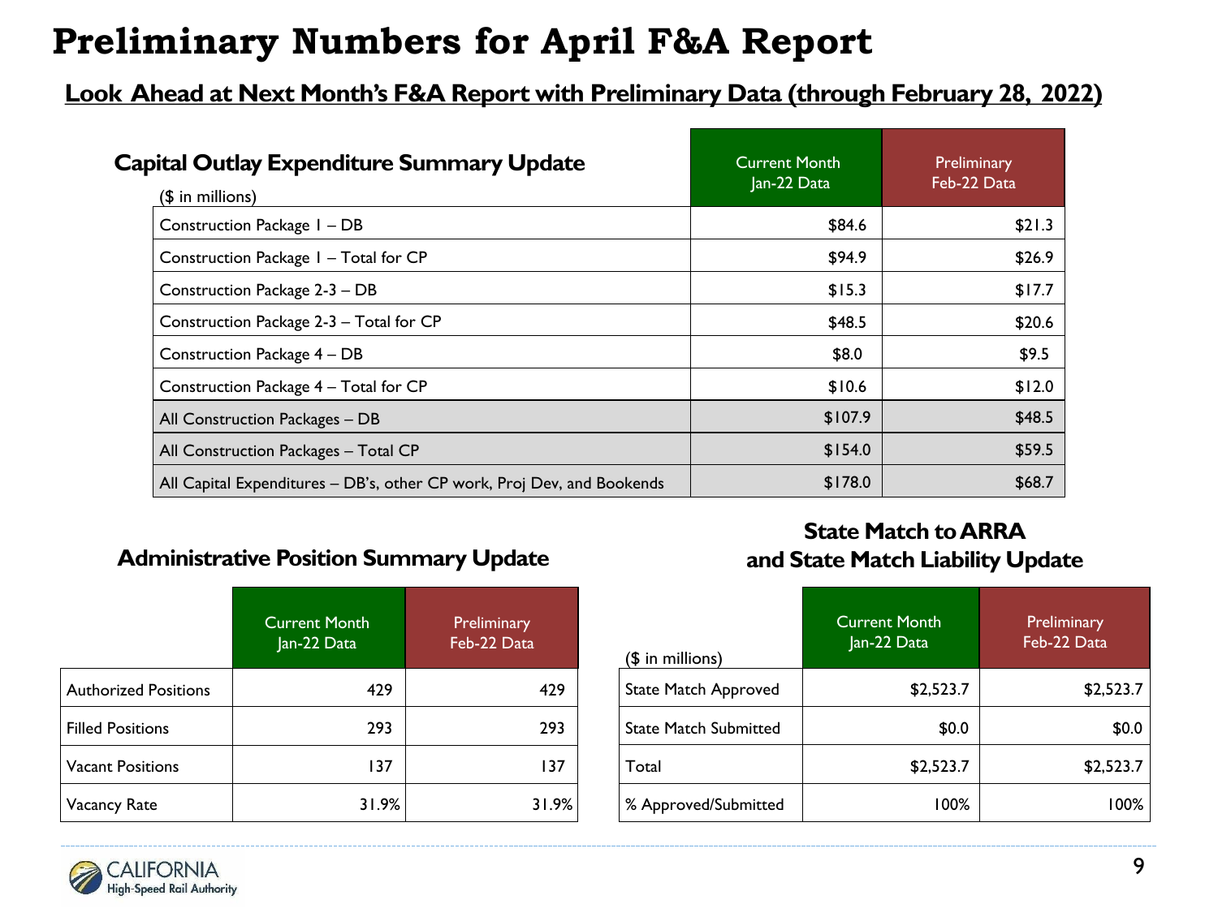# Preliminary Numbers for April F&A Report

## Look Ahead at Next Month's F&A Report with Preliminary Data (through February 28, 2022)

### Capital Outlay Expenditure Summary Update

($ in millions)

| | Current Month Jan-22 Data | Preliminary Feb-22 Data |
|---|---|---|
| Construction Package 1 – DB | $84.6 | $21.3 |
| Construction Package 1 – Total for CP | $94.9 | $26.9 |
| Construction Package 2-3 – DB | $15.3 | $17.7 |
| Construction Package 2-3 – Total for CP | $48.5 | $20.6 |
| Construction Package 4 – DB | $8.0 | $9.5 |
| Construction Package 4 – Total for CP | $10.6 | $12.0 |
| All Construction Packages – DB | $107.9 | $48.5 |
| All Construction Packages – Total CP | $154.0 | $59.5 |
| All Capital Expenditures – DB's, other CP work, Proj Dev, and Bookends | $178.0 | $68.7 |

### Administrative Position Summary Update

| | Current Month Jan-22 Data | Preliminary Feb-22 Data |
|---|---|---|
| Authorized Positions | 429 | 429 |
| Filled Positions | 293 | 293 |
| Vacant Positions | 137 | 137 |
| Vacancy Rate | 31.9% | 31.9% |

### State Match to ARRA and State Match Liability Update

| ($ in millions) | Current Month Jan-22 Data | Preliminary Feb-22 Data |
|---|---|---|
| State Match Approved | $2,523.7 | $2,523.7 |
| State Match Submitted | $0.0 | $0.0 |
| Total | $2,523.7 | $2,523.7 |
| % Approved/Submitted | 100% | 100% |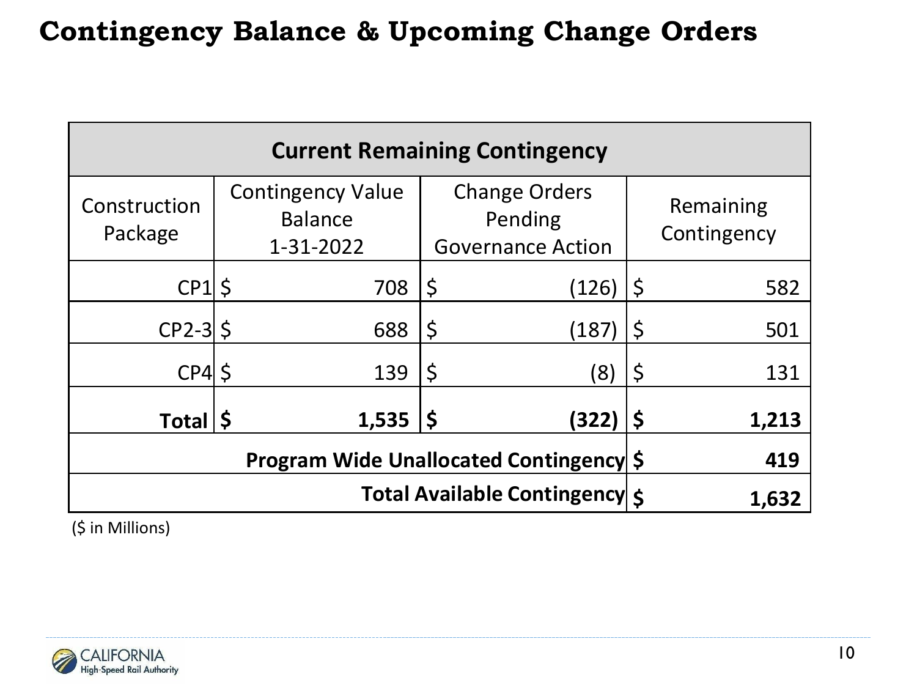# Contingency Balance & Upcoming Change Orders

| Current Remaining Contingency | | | |
|---|---|---|---|
| Construction Package | Contingency Value Balance 1-31-2022 | Change Orders Pending Governance Action | Remaining Contingency |
| CP1 | $ 708 | $ (126) | $ 582 |
| CP2-3 | $ 688 | $ (187) | $ 501 |
| CP4 | $ 139 | $ (8) | $ 131 |
| **Total** | **$ 1,535** | **$ (322)** | **$ 1,213** |
| **Program Wide Unallocated Contingency** | | | **$ 419** |
| **Total Available Contingency** | | | **$ 1,632** |

($ in Millions)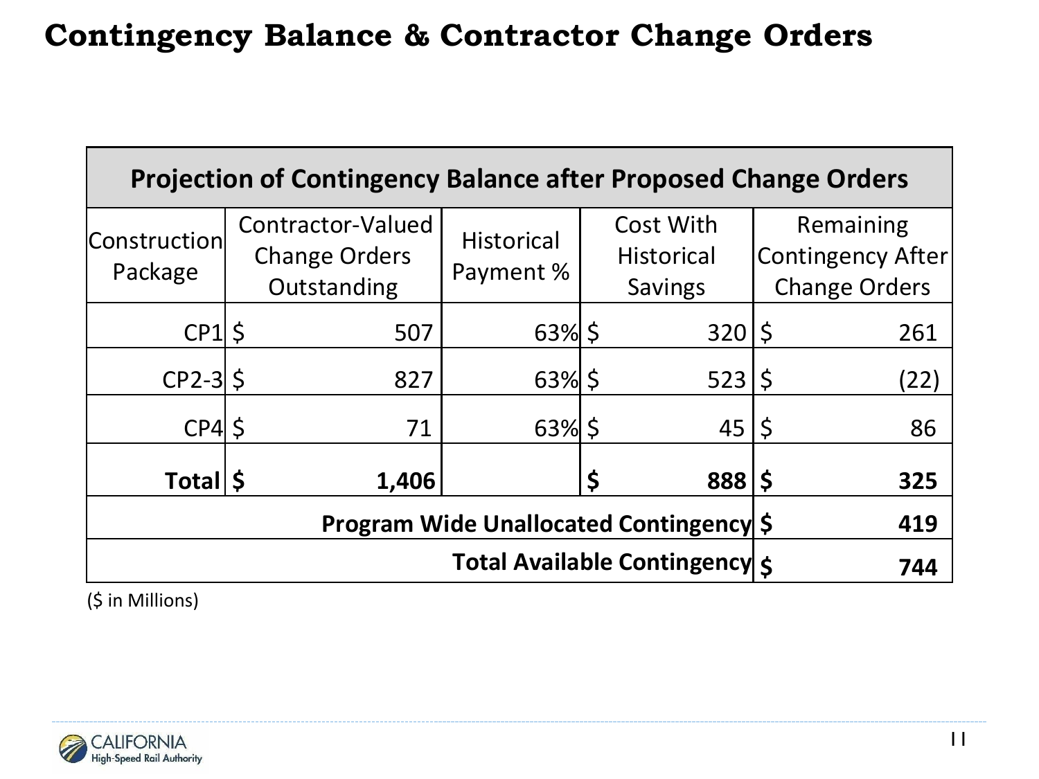# Contingency Balance & Contractor Change Orders

| Projection of Contingency Balance after Proposed Change Orders | | | | |
|---|---|---|---|---|
| Construction Package | Contractor-Valued Change Orders Outstanding | Historical Payment % | Cost With Historical Savings | Remaining Contingency After Change Orders |
| CP1 | $ 507 | 63% | $ 320 | $ 261 |
| CP2-3 | $ 827 | 63% | $ 523 | $ (22) |
| CP4 | $ 71 | 63% | $ 45 | $ 86 |
| **Total** | **$ 1,406** | | **$ 888** | **$ 325** |
| | | | **Program Wide Unallocated Contingency** | **$ 419** |
| | | | **Total Available Contingency** | **$ 744** |

($ in Millions)